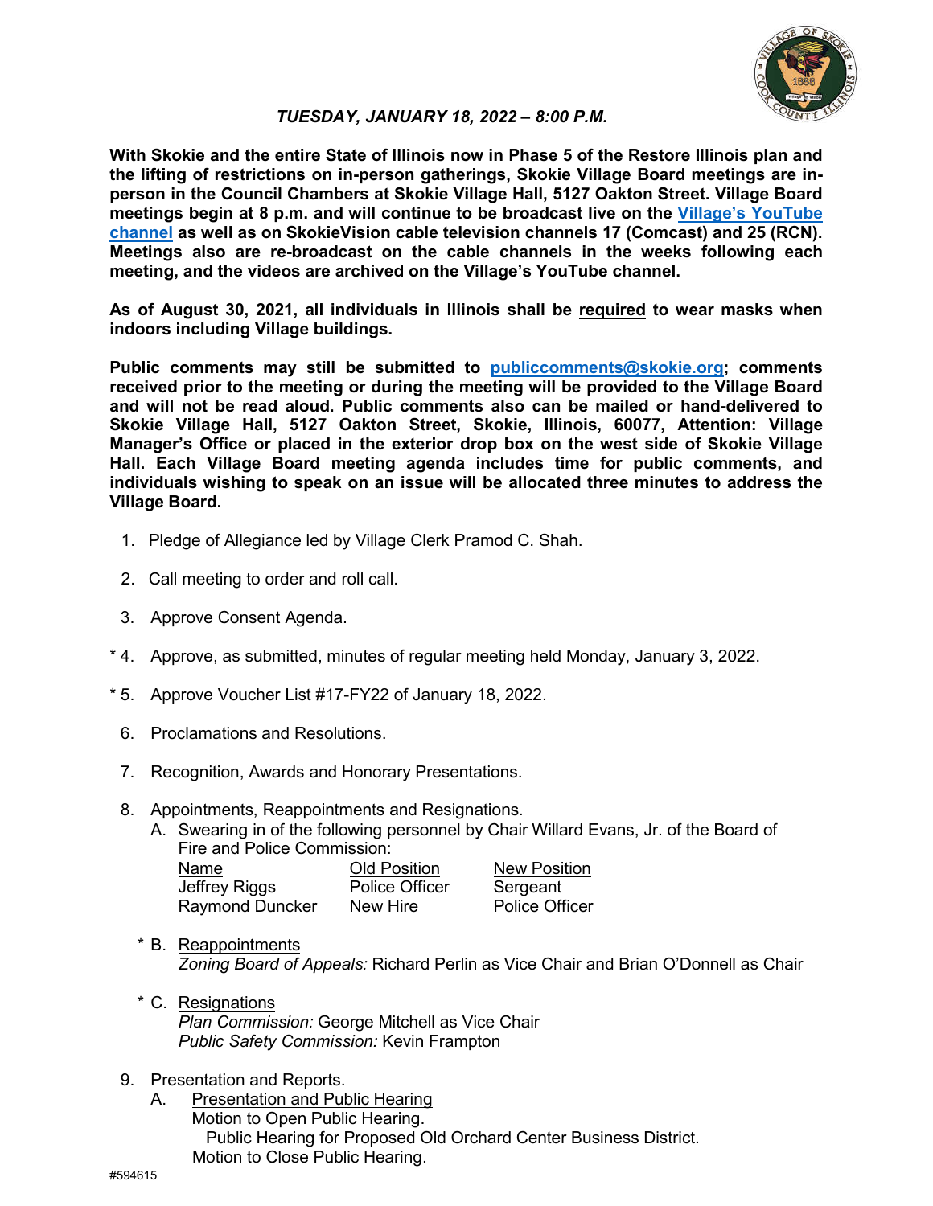*TUESDAY, JANUARY 18, 2022 – 8:00 P.M.*

**With Skokie and the entire State of Illinois now in Phase 5 of the Restore Illinois plan and the lifting of restrictions on in-person gatherings, Skokie Village Board meetings are in-person in the Council Chambers at Skokie Village Hall, 5127 Oakton Street. Village Board meetings begin at 8 p.m. and will continue to be broadcast live on the [Village's YouTube channel]() as well as on SkokieVision cable television channels 17 (Comcast) and 25 (RCN). Meetings also are re-broadcast on the cable channels in the weeks following each meeting, and the videos are archived on the Village's YouTube channel.**

**As of August 30, 2021, all individuals in Illinois shall be required to wear masks when indoors including Village buildings.**

**Public comments may still be submitted to [publiccomments@skokie.org](mailto:publiccomments@skokie.org); comments received prior to the meeting or during the meeting will be provided to the Village Board and will not be read aloud. Public comments also can be mailed or hand-delivered to Skokie Village Hall, 5127 Oakton Street, Skokie, Illinois, 60077, Attention: Village Manager's Office or placed in the exterior drop box on the west side of Skokie Village Hall. Each Village Board meeting agenda includes time for public comments, and individuals wishing to speak on an issue will be allocated three minutes to address the Village Board.**

1. Pledge of Allegiance led by Village Clerk Pramod C. Shah.

2. Call meeting to order and roll call.

3. Approve Consent Agenda.

\* 4. Approve, as submitted, minutes of regular meeting held Monday, January 3, 2022.

\* 5. Approve Voucher List #17-FY22 of January 18, 2022.

6. Proclamations and Resolutions.

7. Recognition, Awards and Honorary Presentations.

8. Appointments, Reappointments and Resignations.
   A. Swearing in of the following personnel by Chair Willard Evans, Jr. of the Board of Fire and Police Commission:

   | Name | Old Position | New Position |
   |---|---|---|
   | Jeffrey Riggs | Police Officer | Sergeant |
   | Raymond Duncker | New Hire | Police Officer |

   \* B. Reappointments
   *Zoning Board of Appeals:* Richard Perlin as Vice Chair and Brian O'Donnell as Chair

   \* C. Resignations
   *Plan Commission:* George Mitchell as Vice Chair
   *Public Safety Commission:* Kevin Frampton

9. Presentation and Reports.
   A. Presentation and Public Hearing
   Motion to Open Public Hearing.
   Public Hearing for Proposed Old Orchard Center Business District.
   Motion to Close Public Hearing.

#594615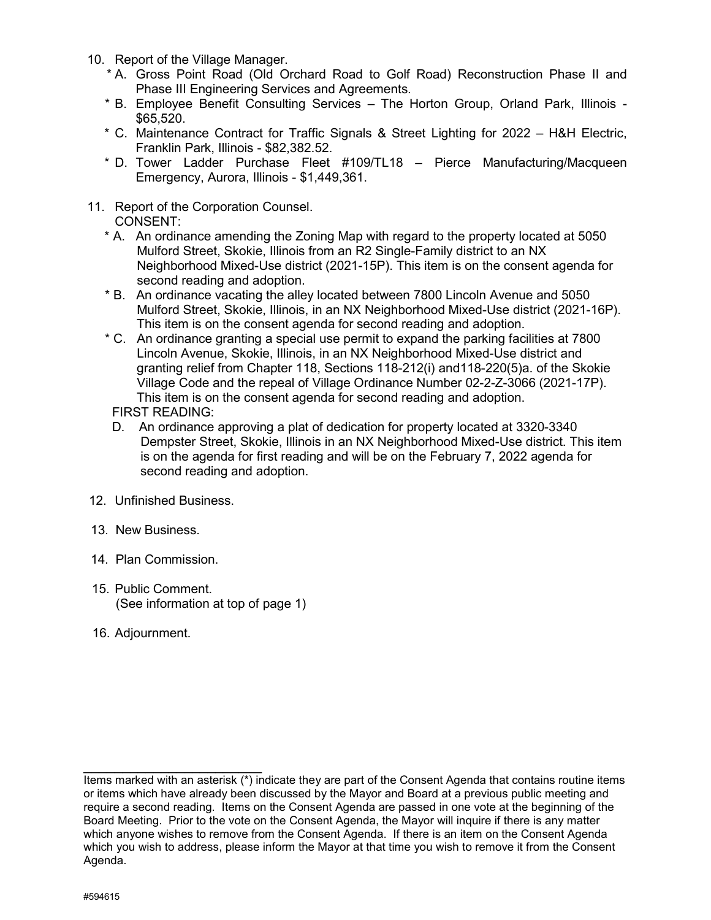10. Report of the Village Manager.
   - \* A. Gross Point Road (Old Orchard Road to Golf Road) Reconstruction Phase II and Phase III Engineering Services and Agreements.
   - \* B. Employee Benefit Consulting Services – The Horton Group, Orland Park, Illinois - $65,520.
   - \* C. Maintenance Contract for Traffic Signals & Street Lighting for 2022 – H&H Electric, Franklin Park, Illinois - $82,382.52.
   - \* D. Tower Ladder Purchase Fleet #109/TL18 – Pierce Manufacturing/Macqueen Emergency, Aurora, Illinois - $1,449,361.

11. Report of the Corporation Counsel.

   CONSENT:

   - \* A. An ordinance amending the Zoning Map with regard to the property located at 5050 Mulford Street, Skokie, Illinois from an R2 Single-Family district to an NX Neighborhood Mixed-Use district (2021-15P). This item is on the consent agenda for second reading and adoption.
   - \* B. An ordinance vacating the alley located between 7800 Lincoln Avenue and 5050 Mulford Street, Skokie, Illinois, in an NX Neighborhood Mixed-Use district (2021-16P). This item is on the consent agenda for second reading and adoption.
   - \* C. An ordinance granting a special use permit to expand the parking facilities at 7800 Lincoln Avenue, Skokie, Illinois, in an NX Neighborhood Mixed-Use district and granting relief from Chapter 118, Sections 118-212(i) and118-220(5)a. of the Skokie Village Code and the repeal of Village Ordinance Number 02-2-Z-3066 (2021-17P). This item is on the consent agenda for second reading and adoption.

   FIRST READING:

   - D. An ordinance approving a plat of dedication for property located at 3320-3340 Dempster Street, Skokie, Illinois in an NX Neighborhood Mixed-Use district. This item is on the agenda for first reading and will be on the February 7, 2022 agenda for second reading and adoption.

12. Unfinished Business.

13. New Business.

14. Plan Commission.

15. Public Comment.
   (See information at top of page 1)

16. Adjournment.

---

Items marked with an asterisk (*) indicate they are part of the Consent Agenda that contains routine items or items which have already been discussed by the Mayor and Board at a previous public meeting and require a second reading. Items on the Consent Agenda are passed in one vote at the beginning of the Board Meeting. Prior to the vote on the Consent Agenda, the Mayor will inquire if there is any matter which anyone wishes to remove from the Consent Agenda. If there is an item on the Consent Agenda which you wish to address, please inform the Mayor at that time you wish to remove it from the Consent Agenda.

#594615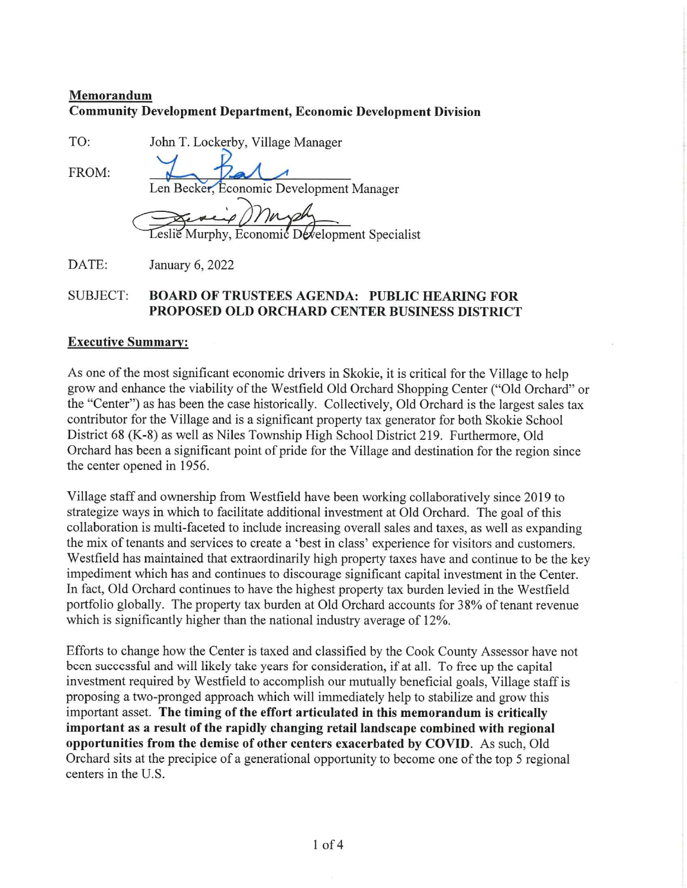**Memorandum**
**Community Development Department, Economic Development Division**

TO: John T. Lockerby, Village Manager

FROM: Len Becker, Economic Development Manager

Leslie Murphy, Economic Development Specialist

DATE: January 6, 2022

SUBJECT: **BOARD OF TRUSTEES AGENDA: PUBLIC HEARING FOR PROPOSED OLD ORCHARD CENTER BUSINESS DISTRICT**

**Executive Summary:**

As one of the most significant economic drivers in Skokie, it is critical for the Village to help grow and enhance the viability of the Westfield Old Orchard Shopping Center ("Old Orchard" or the "Center") as has been the case historically. Collectively, Old Orchard is the largest sales tax contributor for the Village and is a significant property tax generator for both Skokie School District 68 (K-8) as well as Niles Township High School District 219. Furthermore, Old Orchard has been a significant point of pride for the Village and destination for the region since the center opened in 1956.

Village staff and ownership from Westfield have been working collaboratively since 2019 to strategize ways in which to facilitate additional investment at Old Orchard. The goal of this collaboration is multi-faceted to include increasing overall sales and taxes, as well as expanding the mix of tenants and services to create a 'best in class' experience for visitors and customers. Westfield has maintained that extraordinarily high property taxes have and continue to be the key impediment which has and continues to discourage significant capital investment in the Center. In fact, Old Orchard continues to have the highest property tax burden levied in the Westfield portfolio globally. The property tax burden at Old Orchard accounts for 38% of tenant revenue which is significantly higher than the national industry average of 12%.

Efforts to change how the Center is taxed and classified by the Cook County Assessor have not been successful and will likely take years for consideration, if at all. To free up the capital investment required by Westfield to accomplish our mutually beneficial goals, Village staff is proposing a two-pronged approach which will immediately help to stabilize and grow this important asset. **The timing of the effort articulated in this memorandum is critically important as a result of the rapidly changing retail landscape combined with regional opportunities from the demise of other centers exacerbated by COVID**. As such, Old Orchard sits at the precipice of a generational opportunity to become one of the top 5 regional centers in the U.S.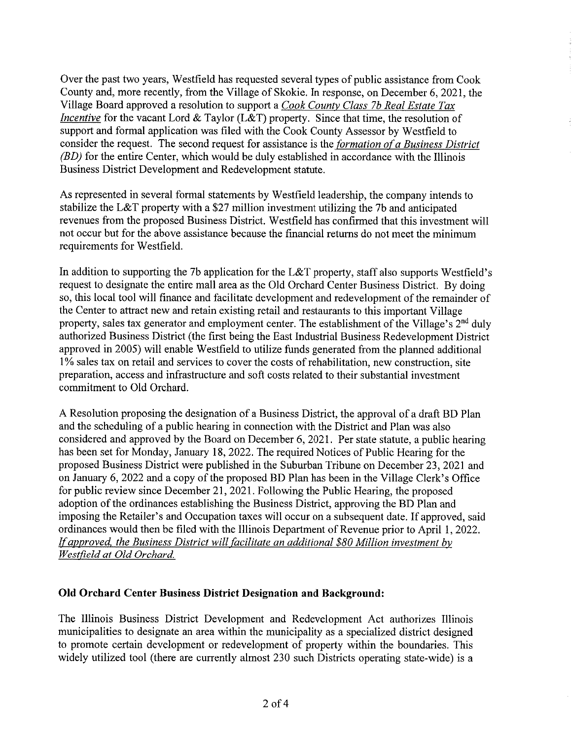Over the past two years, Westfield has requested several types of public assistance from Cook County and, more recently, from the Village of Skokie. In response, on December 6, 2021, the Village Board approved a resolution to support a *Cook County Class 7b Real Estate Tax Incentive* for the vacant Lord & Taylor (L&T) property. Since that time, the resolution of support and formal application was filed with the Cook County Assessor by Westfield to consider the request. The second request for assistance is the *formation of a Business District (BD)* for the entire Center, which would be duly established in accordance with the Illinois Business District Development and Redevelopment statute.

As represented in several formal statements by Westfield leadership, the company intends to stabilize the L&T property with a $27 million investment utilizing the 7b and anticipated revenues from the proposed Business District. Westfield has confirmed that this investment will not occur but for the above assistance because the financial returns do not meet the minimum requirements for Westfield.

In addition to supporting the 7b application for the L&T property, staff also supports Westfield's request to designate the entire mall area as the Old Orchard Center Business District. By doing so, this local tool will finance and facilitate development and redevelopment of the remainder of the Center to attract new and retain existing retail and restaurants to this important Village property, sales tax generator and employment center. The establishment of the Village's 2nd duly authorized Business District (the first being the East Industrial Business Redevelopment District approved in 2005) will enable Westfield to utilize funds generated from the planned additional 1% sales tax on retail and services to cover the costs of rehabilitation, new construction, site preparation, access and infrastructure and soft costs related to their substantial investment commitment to Old Orchard.

A Resolution proposing the designation of a Business District, the approval of a draft BD Plan and the scheduling of a public hearing in connection with the District and Plan was also considered and approved by the Board on December 6, 2021. Per state statute, a public hearing has been set for Monday, January 18, 2022. The required Notices of Public Hearing for the proposed Business District were published in the Suburban Tribune on December 23, 2021 and on January 6, 2022 and a copy of the proposed BD Plan has been in the Village Clerk's Office for public review since December 21, 2021. Following the Public Hearing, the proposed adoption of the ordinances establishing the Business District, approving the BD Plan and imposing the Retailer's and Occupation taxes will occur on a subsequent date. If approved, said ordinances would then be filed with the Illinois Department of Revenue prior to April 1, 2022. *If approved, the Business District will facilitate an additional $80 Million investment by Westfield at Old Orchard.*

**Old Orchard Center Business District Designation and Background:**

The Illinois Business District Development and Redevelopment Act authorizes Illinois municipalities to designate an area within the municipality as a specialized district designed to promote certain development or redevelopment of property within the boundaries. This widely utilized tool (there are currently almost 230 such Districts operating state-wide) is a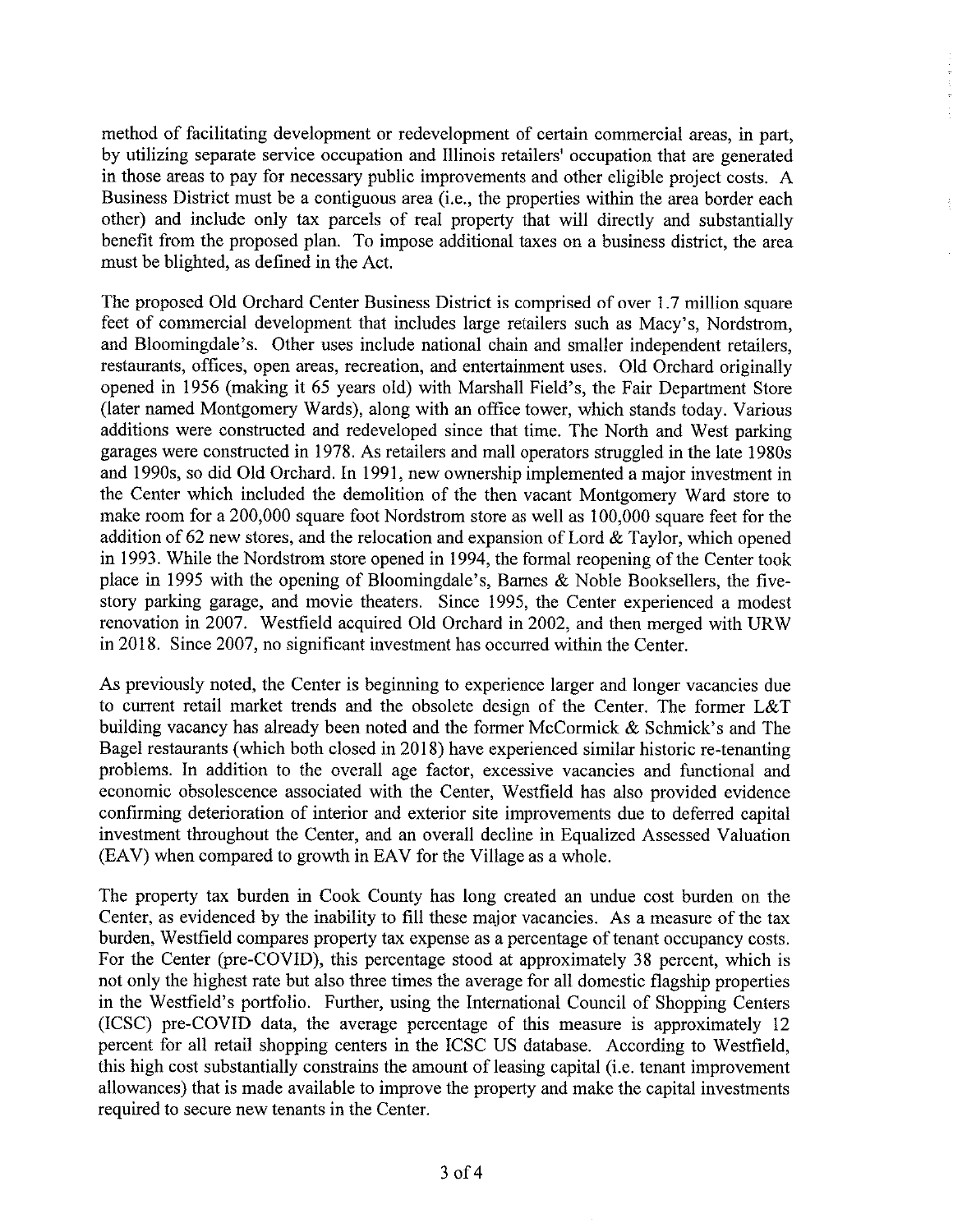method of facilitating development or redevelopment of certain commercial areas, in part, by utilizing separate service occupation and Illinois retailers' occupation that are generated in those areas to pay for necessary public improvements and other eligible project costs. A Business District must be a contiguous area (i.e., the properties within the area border each other) and include only tax parcels of real property that will directly and substantially benefit from the proposed plan. To impose additional taxes on a business district, the area must be blighted, as defined in the Act.

The proposed Old Orchard Center Business District is comprised of over 1.7 million square feet of commercial development that includes large retailers such as Macy's, Nordstrom, and Bloomingdale's. Other uses include national chain and smaller independent retailers, restaurants, offices, open areas, recreation, and entertainment uses. Old Orchard originally opened in 1956 (making it 65 years old) with Marshall Field's, the Fair Department Store (later named Montgomery Wards), along with an office tower, which stands today. Various additions were constructed and redeveloped since that time. The North and West parking garages were constructed in 1978. As retailers and mall operators struggled in the late 1980s and 1990s, so did Old Orchard. In 1991, new ownership implemented a major investment in the Center which included the demolition of the then vacant Montgomery Ward store to make room for a 200,000 square foot Nordstrom store as well as 100,000 square feet for the addition of 62 new stores, and the relocation and expansion of Lord & Taylor, which opened in 1993. While the Nordstrom store opened in 1994, the formal reopening of the Center took place in 1995 with the opening of Bloomingdale's, Barnes & Noble Booksellers, the five-story parking garage, and movie theaters. Since 1995, the Center experienced a modest renovation in 2007. Westfield acquired Old Orchard in 2002, and then merged with URW in 2018. Since 2007, no significant investment has occurred within the Center.

As previously noted, the Center is beginning to experience larger and longer vacancies due to current retail market trends and the obsolete design of the Center. The former L&T building vacancy has already been noted and the former McCormick & Schmick's and The Bagel restaurants (which both closed in 2018) have experienced similar historic re-tenanting problems. In addition to the overall age factor, excessive vacancies and functional and economic obsolescence associated with the Center, Westfield has also provided evidence confirming deterioration of interior and exterior site improvements due to deferred capital investment throughout the Center, and an overall decline in Equalized Assessed Valuation (EAV) when compared to growth in EAV for the Village as a whole.

The property tax burden in Cook County has long created an undue cost burden on the Center, as evidenced by the inability to fill these major vacancies. As a measure of the tax burden, Westfield compares property tax expense as a percentage of tenant occupancy costs. For the Center (pre-COVID), this percentage stood at approximately 38 percent, which is not only the highest rate but also three times the average for all domestic flagship properties in the Westfield's portfolio. Further, using the International Council of Shopping Centers (ICSC) pre-COVID data, the average percentage of this measure is approximately 12 percent for all retail shopping centers in the ICSC US database. According to Westfield, this high cost substantially constrains the amount of leasing capital (i.e. tenant improvement allowances) that is made available to improve the property and make the capital investments required to secure new tenants in the Center.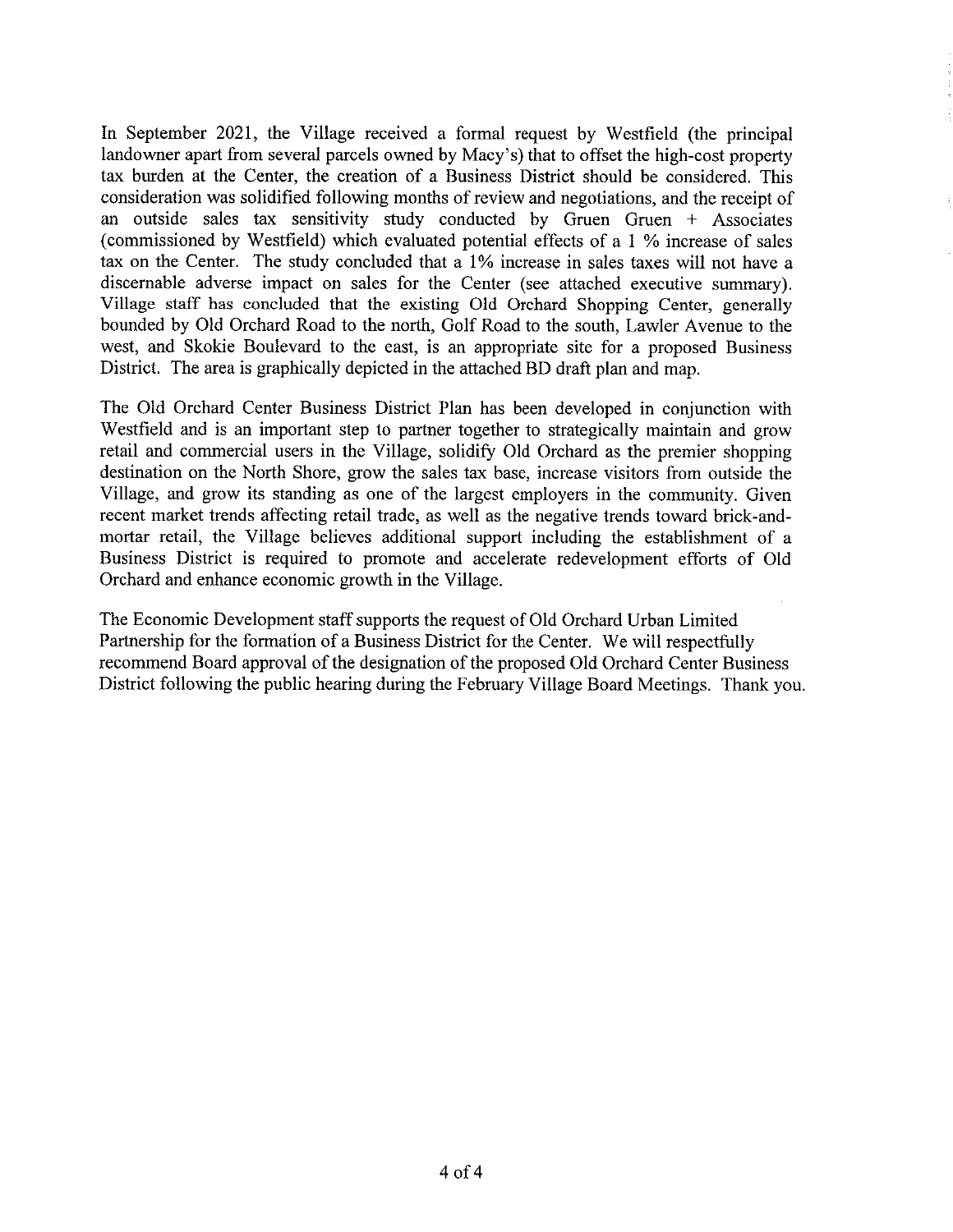In September 2021, the Village received a formal request by Westfield (the principal landowner apart from several parcels owned by Macy's) that to offset the high-cost property tax burden at the Center, the creation of a Business District should be considered. This consideration was solidified following months of review and negotiations, and the receipt of an outside sales tax sensitivity study conducted by Gruen Gruen + Associates (commissioned by Westfield) which evaluated potential effects of a 1 % increase of sales tax on the Center. The study concluded that a 1% increase in sales taxes will not have a discernable adverse impact on sales for the Center (see attached executive summary). Village staff has concluded that the existing Old Orchard Shopping Center, generally bounded by Old Orchard Road to the north, Golf Road to the south, Lawler Avenue to the west, and Skokie Boulevard to the east, is an appropriate site for a proposed Business District. The area is graphically depicted in the attached BD draft plan and map.

The Old Orchard Center Business District Plan has been developed in conjunction with Westfield and is an important step to partner together to strategically maintain and grow retail and commercial users in the Village, solidify Old Orchard as the premier shopping destination on the North Shore, grow the sales tax base, increase visitors from outside the Village, and grow its standing as one of the largest employers in the community. Given recent market trends affecting retail trade, as well as the negative trends toward brick-and-mortar retail, the Village believes additional support including the establishment of a Business District is required to promote and accelerate redevelopment efforts of Old Orchard and enhance economic growth in the Village.

The Economic Development staff supports the request of Old Orchard Urban Limited Partnership for the formation of a Business District for the Center. We will respectfully recommend Board approval of the designation of the proposed Old Orchard Center Business District following the public hearing during the February Village Board Meetings. Thank you.